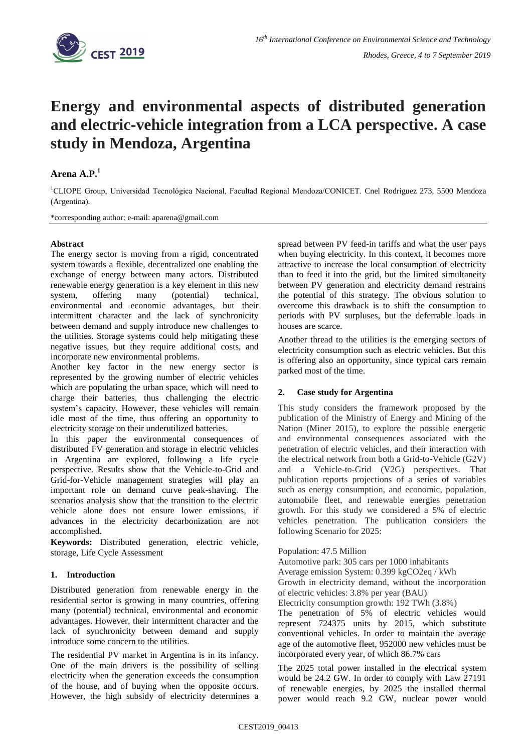# Energy and environmental aspects of distributed generation and electric-vehicle integration from a LCA perspective. A case study in Mendoza, Argentina

**Arena A.P.**[1]

[1]CLIOPE Group, Universidad Tecnológica Nacional, Facultad Regional Mendoza/CONICET. Cnel Rodríguez 273, 5500 Mendoza (Argentina).

*corresponding author: e-mail: aparena@gmail.com

**Abstract**
The energy sector is moving from a rigid, concentrated system towards a flexible, decentralized one enabling the exchange of energy between many actors. Distributed renewable energy generation is a key element in this new system, offering many (potential) technical, environmental and economic advantages, but their intermittent character and the lack of synchronicity between demand and supply introduce new challenges to the utilities. Storage systems could help mitigating these negative issues, but they require additional costs, and incorporate new environmental problems.
Another key factor in the new energy sector is represented by the growing number of electric vehicles which are populating the urban space, which will need to charge their batteries, thus challenging the electric system's capacity. However, these vehicles will remain idle most of the time, thus offering an opportunity to electricity storage on their underutilized batteries.
In this paper the environmental consequences of distributed FV generation and storage in electric vehicles in Argentina are explored, following a life cycle perspective. Results show that the Vehicle-to-Grid and Grid-for-Vehicle management strategies will play an important role on demand curve peak-shaving. The scenarios analysis show that the transition to the electric vehicle alone does not ensure lower emissions, if advances in the electricity decarbonization are not accomplished.
**Keywords:** Distributed generation, electric vehicle, storage, Life Cycle Assessment

## 1. Introduction

Distributed generation from renewable energy in the residential sector is growing in many countries, offering many (potential) technical, environmental and economic advantages. However, their intermittent character and the lack of synchronicity between demand and supply introduce some concern to the utilities.

The residential PV market in Argentina is in its infancy. One of the main drivers is the possibility of selling electricity when the generation exceeds the consumption of the house, and of buying when the opposite occurs. However, the high subsidy of electricity determines a spread between PV feed-in tariffs and what the user pays when buying electricity. In this context, it becomes more attractive to increase the local consumption of electricity than to feed it into the grid, but the limited simultaneity between PV generation and electricity demand restrains the potential of this strategy. The obvious solution to overcome this drawback is to shift the consumption to periods with PV surpluses, but the deferrable loads in houses are scarce.

Another thread to the utilities is the emerging sectors of electricity consumption such as electric vehicles. But this is offering also an opportunity, since typical cars remain parked most of the time.

## 2. Case study for Argentina

This study considers the framework proposed by the publication of the Ministry of Energy and Mining of the Nation (Miner 2015), to explore the possible energetic and environmental consequences associated with the penetration of electric vehicles, and their interaction with the electrical network from both a Grid-to-Vehicle (G2V) and a Vehicle-to-Grid (V2G) perspectives. That publication reports projections of a series of variables such as energy consumption, and economic, population, automobile fleet, and renewable energies penetration growth. For this study we considered a 5% of electric vehicles penetration. The publication considers the following Scenario for 2025:

Population: 47.5 Million
Automotive park: 305 cars per 1000 inhabitants
Average emission System: 0.399 kgCO2eq / kWh
Growth in electricity demand, without the incorporation of electric vehicles: 3.8% per year (BAU)
Electricity consumption growth: 192 TWh (3.8%)
The penetration of 5% of electric vehicles would represent 724375 units by 2015, which substitute conventional vehicles. In order to maintain the average age of the automotive fleet, 952000 new vehicles must be incorporated every year, of which 86.7% cars

The 2025 total power installed in the electrical system would be 24.2 GW. In order to comply with Law 27191 of renewable energies, by 2025 the installed thermal power would reach 9.2 GW, nuclear power would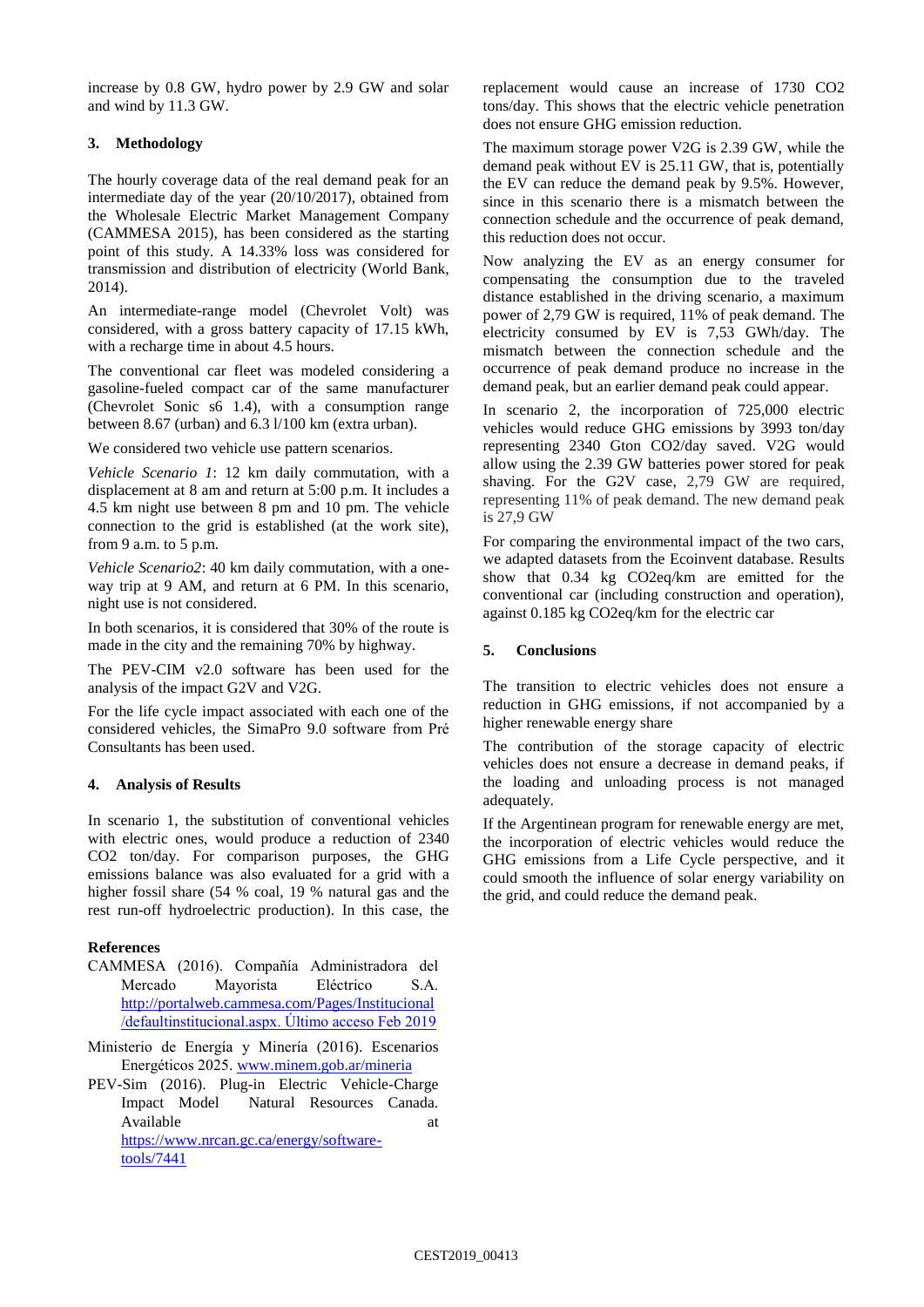increase by 0.8 GW, hydro power by 2.9 GW and solar and wind by 11.3 GW.

## 3. Methodology

The hourly coverage data of the real demand peak for an intermediate day of the year (20/10/2017), obtained from the Wholesale Electric Market Management Company (CAMMESA 2015), has been considered as the starting point of this study. A 14.33% loss was considered for transmission and distribution of electricity (World Bank, 2014).

An intermediate-range model (Chevrolet Volt) was considered, with a gross battery capacity of 17.15 kWh, with a recharge time in about 4.5 hours.

The conventional car fleet was modeled considering a gasoline-fueled compact car of the same manufacturer (Chevrolet Sonic s6 1.4), with a consumption range between 8.67 (urban) and 6.3 l/100 km (extra urban).

We considered two vehicle use pattern scenarios.

*Vehicle Scenario 1*: 12 km daily commutation, with a displacement at 8 am and return at 5:00 p.m. It includes a 4.5 km night use between 8 pm and 10 pm. The vehicle connection to the grid is established (at the work site), from 9 a.m. to 5 p.m.

*Vehicle Scenario2*: 40 km daily commutation, with a one-way trip at 9 AM, and return at 6 PM. In this scenario, night use is not considered.

In both scenarios, it is considered that 30% of the route is made in the city and the remaining 70% by highway.

The PEV-CIM v2.0 software has been used for the analysis of the impact G2V and V2G.

For the life cycle impact associated with each one of the considered vehicles, the SimaPro 9.0 software from Pré Consultants has been used.

## 4. Analysis of Results

In scenario 1, the substitution of conventional vehicles with electric ones, would produce a reduction of 2340 CO2 ton/day. For comparison purposes, the GHG emissions balance was also evaluated for a grid with a higher fossil share (54 % coal, 19 % natural gas and the rest run-off hydroelectric production). In this case, the replacement would cause an increase of 1730 CO2 tons/day. This shows that the electric vehicle penetration does not ensure GHG emission reduction.

The maximum storage power V2G is 2.39 GW, while the demand peak without EV is 25.11 GW, that is, potentially the EV can reduce the demand peak by 9.5%. However, since in this scenario there is a mismatch between the connection schedule and the occurrence of peak demand, this reduction does not occur.

Now analyzing the EV as an energy consumer for compensating the consumption due to the traveled distance established in the driving scenario, a maximum power of 2,79 GW is required, 11% of peak demand. The electricity consumed by EV is 7,53 GWh/day. The mismatch between the connection schedule and the occurrence of peak demand produce no increase in the demand peak, but an earlier demand peak could appear.

In scenario 2, the incorporation of 725,000 electric vehicles would reduce GHG emissions by 3993 ton/day representing 2340 Gton CO2/day saved. V2G would allow using the 2.39 GW batteries power stored for peak shaving. For the G2V case, 2,79 GW are required, representing 11% of peak demand. The new demand peak is 27,9 GW

For comparing the environmental impact of the two cars, we adapted datasets from the Ecoinvent database. Results show that 0.34 kg CO2eq/km are emitted for the conventional car (including construction and operation), against 0.185 kg CO2eq/km for the electric car

## 5. Conclusions

The transition to electric vehicles does not ensure a reduction in GHG emissions, if not accompanied by a higher renewable energy share

The contribution of the storage capacity of electric vehicles does not ensure a decrease in demand peaks, if the loading and unloading process is not managed adequately.

If the Argentinean program for renewable energy are met, the incorporation of electric vehicles would reduce the GHG emissions from a Life Cycle perspective, and it could smooth the influence of solar energy variability on the grid, and could reduce the demand peak.

## References

CAMMESA (2016). Compañía Administradora del Mercado Mayorista Eléctrico S.A. http://portalweb.cammesa.com/Pages/Institucional/defaultinstitucional.aspx. Último acceso Feb 2019

Ministerio de Energía y Minería (2016). Escenarios Energéticos 2025. www.minem.gob.ar/mineria

PEV-Sim (2016). Plug-in Electric Vehicle-Charge Impact Model Natural Resources Canada. Available at https://www.nrcan.gc.ca/energy/software-tools/7441